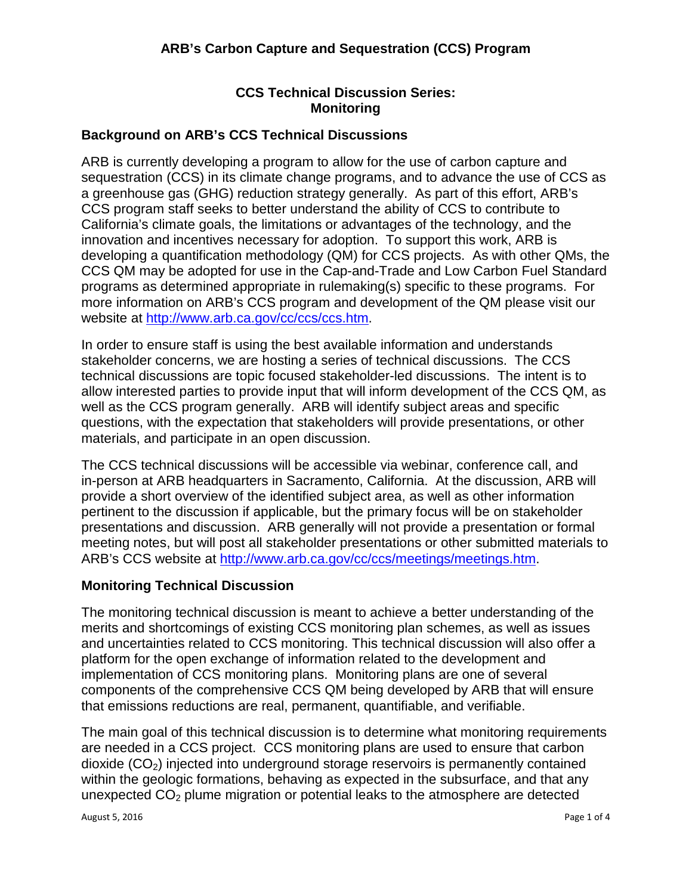# ARB's Carbon Capture and Sequestration (CCS) Program

## CCS Technical Discussion Series: Monitoring

### Background on ARB's CCS Technical Discussions

ARB is currently developing a program to allow for the use of carbon capture and sequestration (CCS) in its climate change programs, and to advance the use of CCS as a greenhouse gas (GHG) reduction strategy generally. As part of this effort, ARB's CCS program staff seeks to better understand the ability of CCS to contribute to California's climate goals, the limitations or advantages of the technology, and the innovation and incentives necessary for adoption. To support this work, ARB is developing a quantification methodology (QM) for CCS projects. As with other QMs, the CCS QM may be adopted for use in the Cap-and-Trade and Low Carbon Fuel Standard programs as determined appropriate in rulemaking(s) specific to these programs. For more information on ARB's CCS program and development of the QM please visit our website at http://www.arb.ca.gov/cc/ccs/ccs.htm.

In order to ensure staff is using the best available information and understands stakeholder concerns, we are hosting a series of technical discussions. The CCS technical discussions are topic focused stakeholder-led discussions. The intent is to allow interested parties to provide input that will inform development of the CCS QM, as well as the CCS program generally. ARB will identify subject areas and specific questions, with the expectation that stakeholders will provide presentations, or other materials, and participate in an open discussion.

The CCS technical discussions will be accessible via webinar, conference call, and in-person at ARB headquarters in Sacramento, California. At the discussion, ARB will provide a short overview of the identified subject area, as well as other information pertinent to the discussion if applicable, but the primary focus will be on stakeholder presentations and discussion. ARB generally will not provide a presentation or formal meeting notes, but will post all stakeholder presentations or other submitted materials to ARB's CCS website at http://www.arb.ca.gov/cc/ccs/meetings/meetings.htm.

### Monitoring Technical Discussion

The monitoring technical discussion is meant to achieve a better understanding of the merits and shortcomings of existing CCS monitoring plan schemes, as well as issues and uncertainties related to CCS monitoring. This technical discussion will also offer a platform for the open exchange of information related to the development and implementation of CCS monitoring plans. Monitoring plans are one of several components of the comprehensive CCS QM being developed by ARB that will ensure that emissions reductions are real, permanent, quantifiable, and verifiable.

The main goal of this technical discussion is to determine what monitoring requirements are needed in a CCS project. CCS monitoring plans are used to ensure that carbon dioxide ($CO_2$) injected into underground storage reservoirs is permanently contained within the geologic formations, behaving as expected in the subsurface, and that any unexpected $CO_2$ plume migration or potential leaks to the atmosphere are detected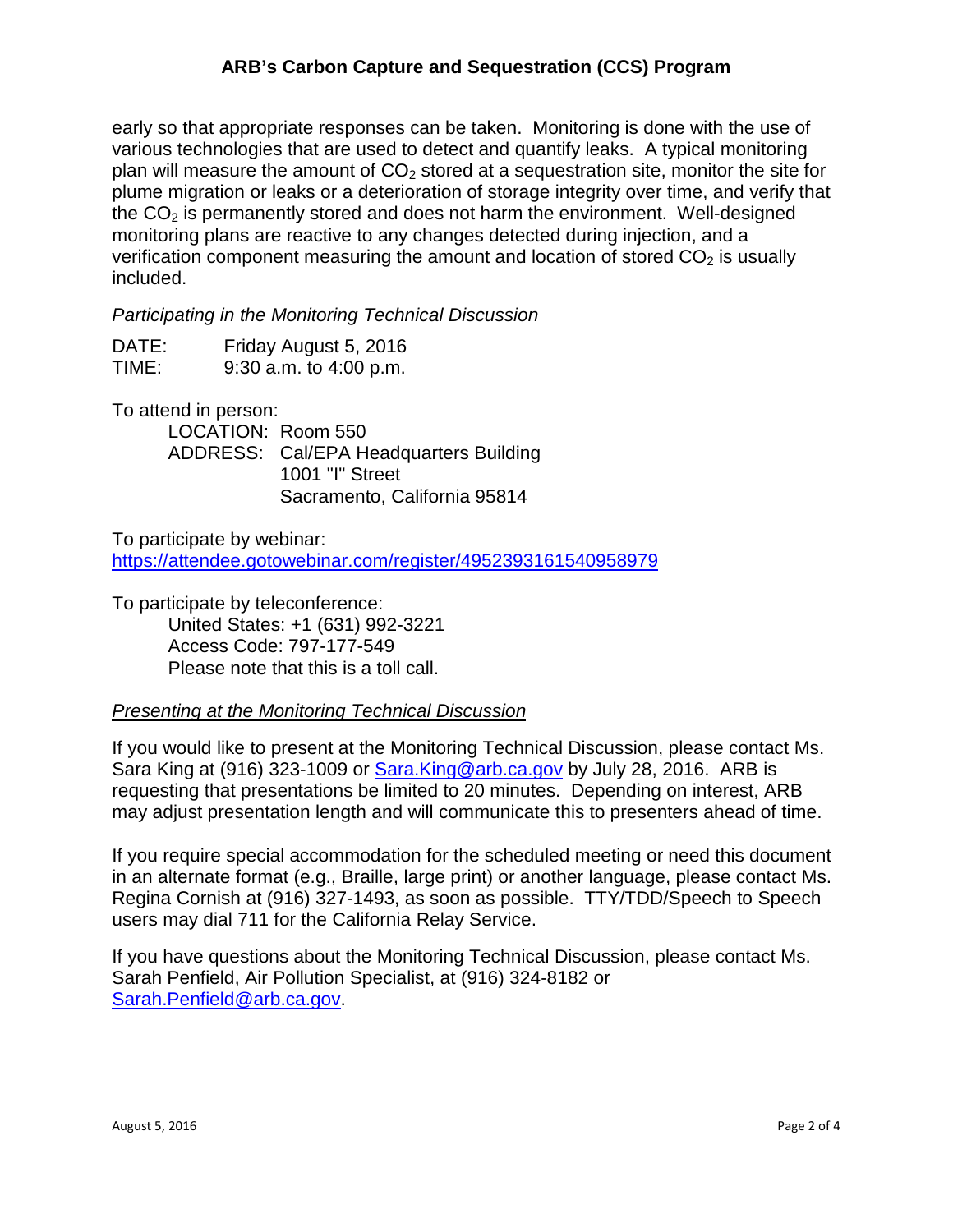early so that appropriate responses can be taken. Monitoring is done with the use of various technologies that are used to detect and quantify leaks. A typical monitoring plan will measure the amount of $CO_2$ stored at a sequestration site, monitor the site for plume migration or leaks or a deterioration of storage integrity over time, and verify that the $CO_2$ is permanently stored and does not harm the environment. Well-designed monitoring plans are reactive to any changes detected during injection, and a verification component measuring the amount and location of stored $CO_2$ is usually included.

*Participating in the Monitoring Technical Discussion*

DATE: Friday August 5, 2016
TIME: 9:30 a.m. to 4:00 p.m.

To attend in person:

LOCATION: Room 550
ADDRESS: Cal/EPA Headquarters Building
1001 "I" Street
Sacramento, California 95814

To participate by webinar:
https://attendee.gotowebinar.com/register/4952393161540958979

To participate by teleconference:

United States: +1 (631) 992-3221
Access Code: 797-177-549
Please note that this is a toll call.

*Presenting at the Monitoring Technical Discussion*

If you would like to present at the Monitoring Technical Discussion, please contact Ms. Sara King at (916) 323-1009 or Sara.King@arb.ca.gov by July 28, 2016. ARB is requesting that presentations be limited to 20 minutes. Depending on interest, ARB may adjust presentation length and will communicate this to presenters ahead of time.

If you require special accommodation for the scheduled meeting or need this document in an alternate format (e.g., Braille, large print) or another language, please contact Ms. Regina Cornish at (916) 327-1493, as soon as possible. TTY/TDD/Speech to Speech users may dial 711 for the California Relay Service.

If you have questions about the Monitoring Technical Discussion, please contact Ms. Sarah Penfield, Air Pollution Specialist, at (916) 324-8182 or Sarah.Penfield@arb.ca.gov.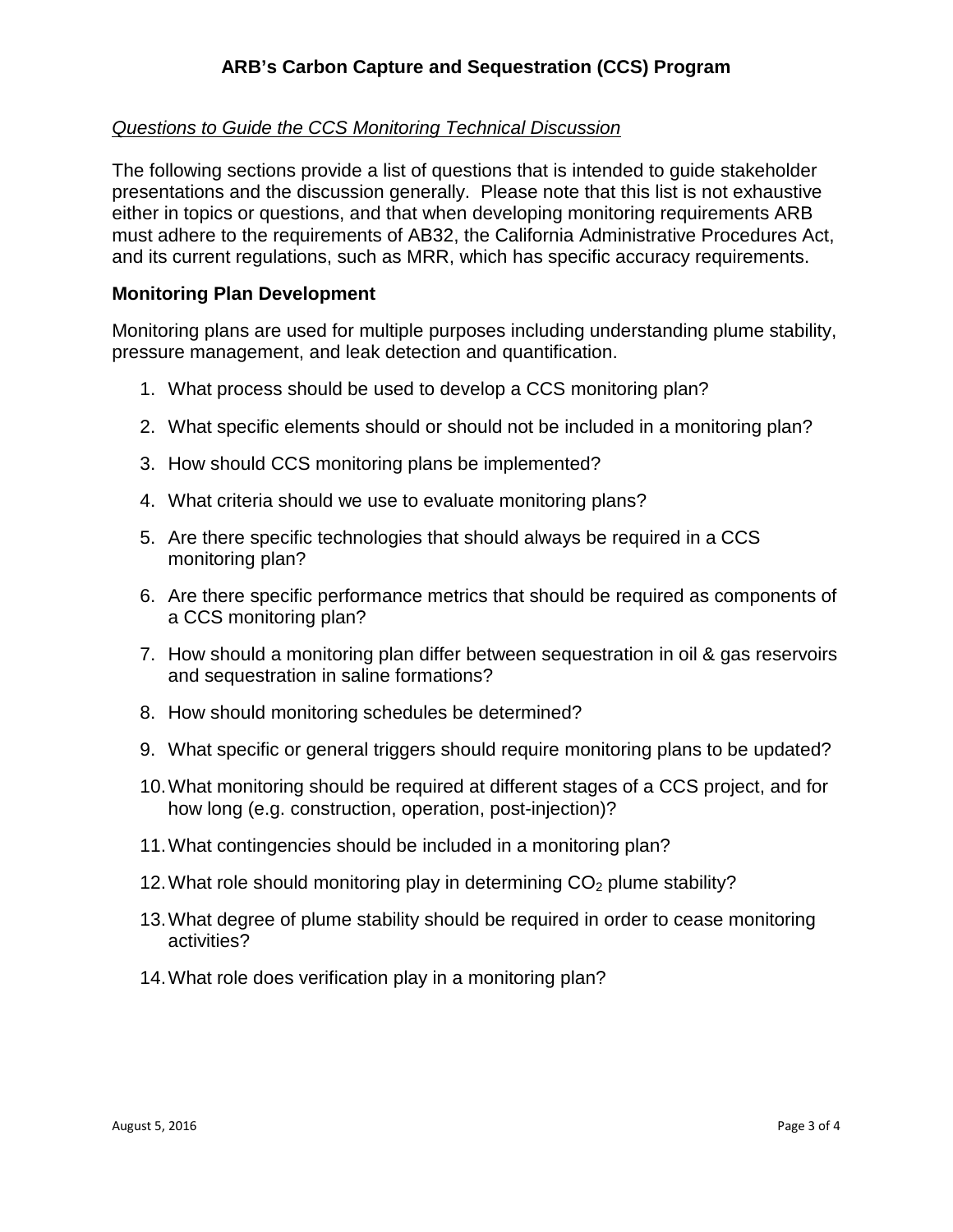# ARB's Carbon Capture and Sequestration (CCS) Program

*Questions to Guide the CCS Monitoring Technical Discussion*

The following sections provide a list of questions that is intended to guide stakeholder presentations and the discussion generally. Please note that this list is not exhaustive either in topics or questions, and that when developing monitoring requirements ARB must adhere to the requirements of AB32, the California Administrative Procedures Act, and its current regulations, such as MRR, which has specific accuracy requirements.

## Monitoring Plan Development

Monitoring plans are used for multiple purposes including understanding plume stability, pressure management, and leak detection and quantification.

1. What process should be used to develop a CCS monitoring plan?
2. What specific elements should or should not be included in a monitoring plan?
3. How should CCS monitoring plans be implemented?
4. What criteria should we use to evaluate monitoring plans?
5. Are there specific technologies that should always be required in a CCS monitoring plan?
6. Are there specific performance metrics that should be required as components of a CCS monitoring plan?
7. How should a monitoring plan differ between sequestration in oil & gas reservoirs and sequestration in saline formations?
8. How should monitoring schedules be determined?
9. What specific or general triggers should require monitoring plans to be updated?
10. What monitoring should be required at different stages of a CCS project, and for how long (e.g. construction, operation, post-injection)?
11. What contingencies should be included in a monitoring plan?
12. What role should monitoring play in determining $CO_2$ plume stability?
13. What degree of plume stability should be required in order to cease monitoring activities?
14. What role does verification play in a monitoring plan?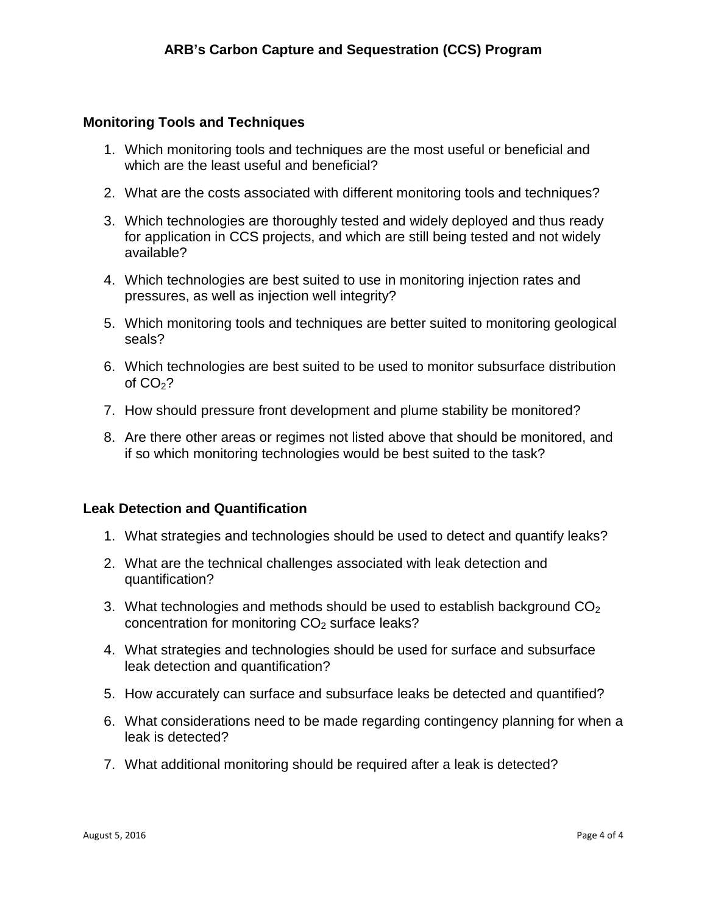## Monitoring Tools and Techniques

1. Which monitoring tools and techniques are the most useful or beneficial and which are the least useful and beneficial?
2. What are the costs associated with different monitoring tools and techniques?
3. Which technologies are thoroughly tested and widely deployed and thus ready for application in CCS projects, and which are still being tested and not widely available?
4. Which technologies are best suited to use in monitoring injection rates and pressures, as well as injection well integrity?
5. Which monitoring tools and techniques are better suited to monitoring geological seals?
6. Which technologies are best suited to be used to monitor subsurface distribution of $CO_2$?
7. How should pressure front development and plume stability be monitored?
8. Are there other areas or regimes not listed above that should be monitored, and if so which monitoring technologies would be best suited to the task?

## Leak Detection and Quantification

1. What strategies and technologies should be used to detect and quantify leaks?
2. What are the technical challenges associated with leak detection and quantification?
3. What technologies and methods should be used to establish background $CO_2$ concentration for monitoring $CO_2$ surface leaks?
4. What strategies and technologies should be used for surface and subsurface leak detection and quantification?
5. How accurately can surface and subsurface leaks be detected and quantified?
6. What considerations need to be made regarding contingency planning for when a leak is detected?
7. What additional monitoring should be required after a leak is detected?